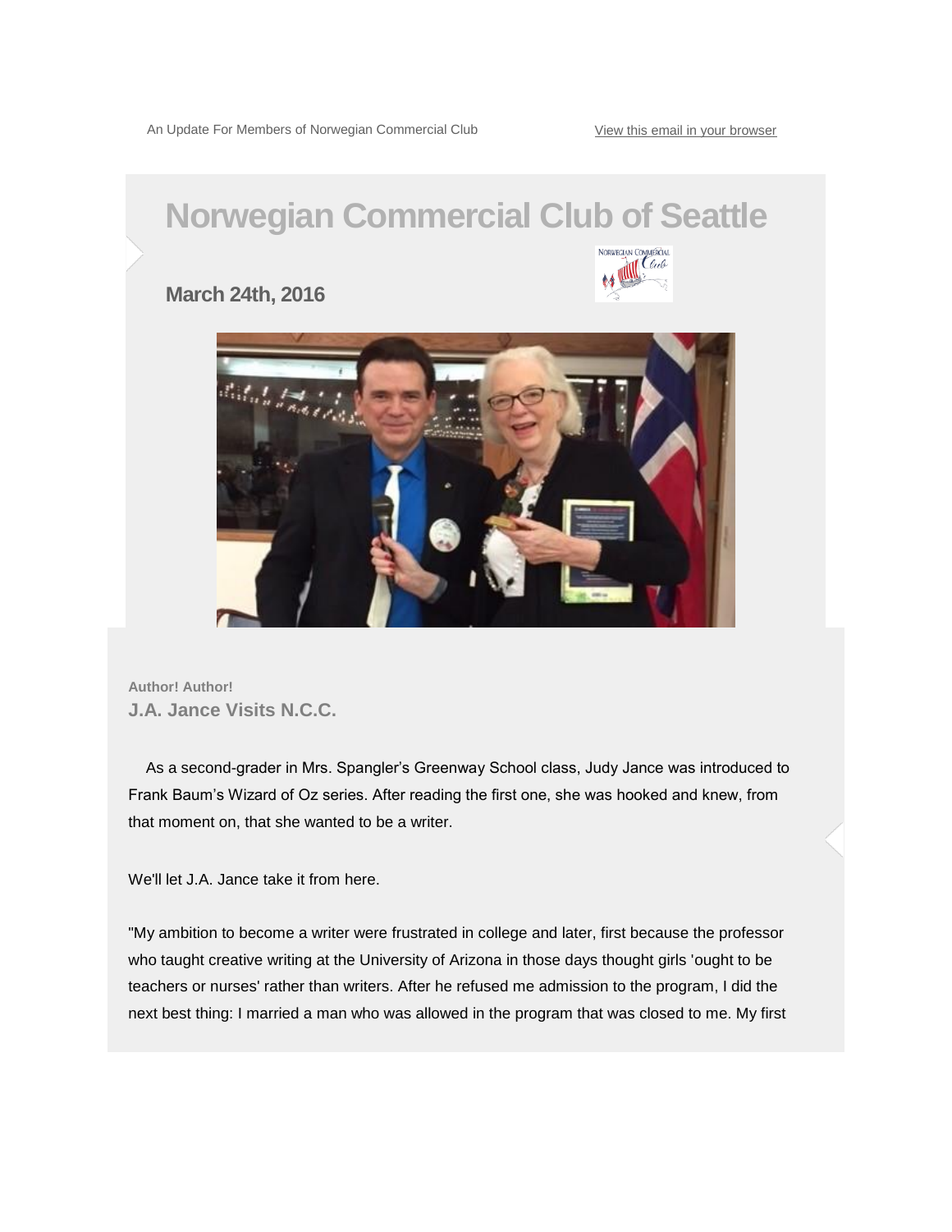An Update For Members of Norwegian Commercial Club

View this email in your browser

# Norwegian Commercial Club of Seattle

## March 24th, 2016

**Author! Author!**

### J.A. Jance Visits N.C.C.

As a second-grader in Mrs. Spangler's Greenway School class, Judy Jance was introduced to Frank Baum's Wizard of Oz series. After reading the first one, she was hooked and knew, from that moment on, that she wanted to be a writer.

We'll let J.A. Jance take it from here.

"My ambition to become a writer were frustrated in college and later, first because the professor who taught creative writing at the University of Arizona in those days thought girls 'ought to be teachers or nurses' rather than writers. After he refused me admission to the program, I did the next best thing: I married a man who was allowed in the program that was closed to me. My first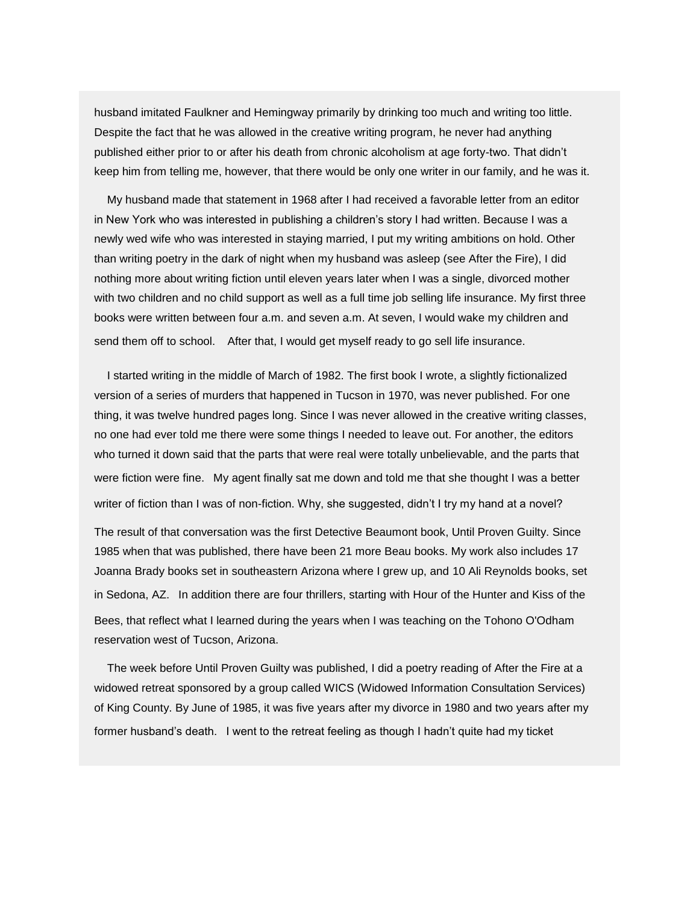husband imitated Faulkner and Hemingway primarily by drinking too much and writing too little. Despite the fact that he was allowed in the creative writing program, he never had anything published either prior to or after his death from chronic alcoholism at age forty-two. That didn't keep him from telling me, however, that there would be only one writer in our family, and he was it.

My husband made that statement in 1968 after I had received a favorable letter from an editor in New York who was interested in publishing a children's story I had written. Because I was a newly wed wife who was interested in staying married, I put my writing ambitions on hold. Other than writing poetry in the dark of night when my husband was asleep (see After the Fire), I did nothing more about writing fiction until eleven years later when I was a single, divorced mother with two children and no child support as well as a full time job selling life insurance. My first three books were written between four a.m. and seven a.m. At seven, I would wake my children and send them off to school. After that, I would get myself ready to go sell life insurance.

I started writing in the middle of March of 1982. The first book I wrote, a slightly fictionalized version of a series of murders that happened in Tucson in 1970, was never published. For one thing, it was twelve hundred pages long. Since I was never allowed in the creative writing classes, no one had ever told me there were some things I needed to leave out. For another, the editors who turned it down said that the parts that were real were totally unbelievable, and the parts that were fiction were fine. My agent finally sat me down and told me that she thought I was a better writer of fiction than I was of non-fiction. Why, she suggested, didn't I try my hand at a novel?

The result of that conversation was the first Detective Beaumont book, Until Proven Guilty. Since 1985 when that was published, there have been 21 more Beau books. My work also includes 17 Joanna Brady books set in southeastern Arizona where I grew up, and 10 Ali Reynolds books, set in Sedona, AZ. In addition there are four thrillers, starting with Hour of the Hunter and Kiss of the Bees, that reflect what I learned during the years when I was teaching on the Tohono O'Odham reservation west of Tucson, Arizona.

The week before Until Proven Guilty was published, I did a poetry reading of After the Fire at a widowed retreat sponsored by a group called WICS (Widowed Information Consultation Services) of King County. By June of 1985, it was five years after my divorce in 1980 and two years after my former husband's death. I went to the retreat feeling as though I hadn't quite had my ticket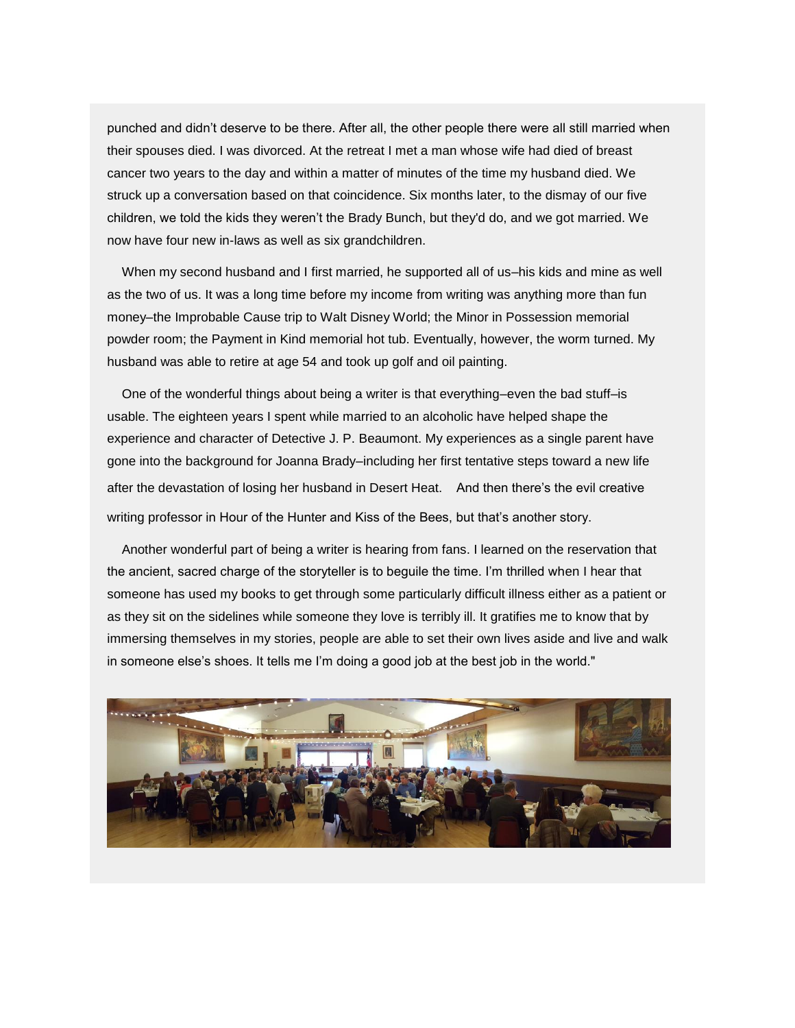punched and didn't deserve to be there. After all, the other people there were all still married when their spouses died. I was divorced. At the retreat I met a man whose wife had died of breast cancer two years to the day and within a matter of minutes of the time my husband died. We struck up a conversation based on that coincidence. Six months later, to the dismay of our five children, we told the kids they weren't the Brady Bunch, but they'd do, and we got married. We now have four new in-laws as well as six grandchildren.

When my second husband and I first married, he supported all of us–his kids and mine as well as the two of us. It was a long time before my income from writing was anything more than fun money–the Improbable Cause trip to Walt Disney World; the Minor in Possession memorial powder room; the Payment in Kind memorial hot tub. Eventually, however, the worm turned. My husband was able to retire at age 54 and took up golf and oil painting.

One of the wonderful things about being a writer is that everything–even the bad stuff–is usable. The eighteen years I spent while married to an alcoholic have helped shape the experience and character of Detective J. P. Beaumont. My experiences as a single parent have gone into the background for Joanna Brady–including her first tentative steps toward a new life after the devastation of losing her husband in Desert Heat. And then there's the evil creative writing professor in Hour of the Hunter and Kiss of the Bees, but that's another story.

Another wonderful part of being a writer is hearing from fans. I learned on the reservation that the ancient, sacred charge of the storyteller is to beguile the time. I'm thrilled when I hear that someone has used my books to get through some particularly difficult illness either as a patient or as they sit on the sidelines while someone they love is terribly ill. It gratifies me to know that by immersing themselves in my stories, people are able to set their own lives aside and live and walk in someone else's shoes. It tells me I'm doing a good job at the best job in the world."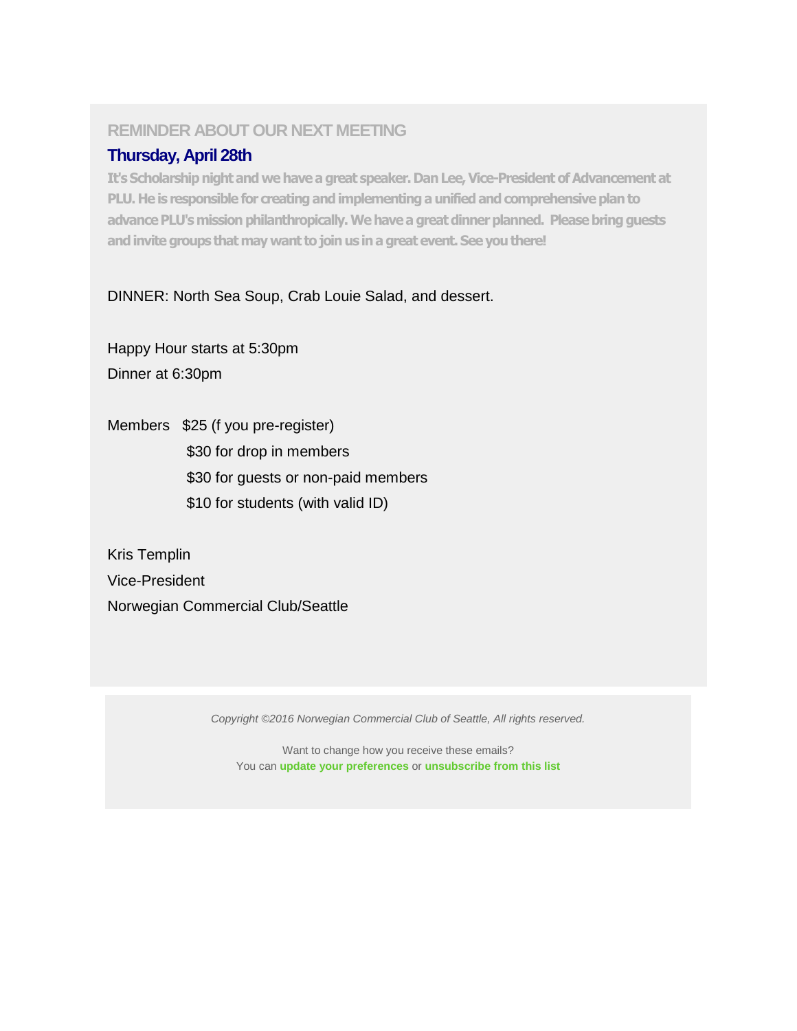## REMINDER ABOUT OUR NEXT MEETING

### Thursday, April 28th

**It's Scholarship night and we have a great speaker. Dan Lee, Vice-President of Advancement at PLU. He is responsible for creating and implementing a unified and comprehensive plan to advance PLU's mission philanthropically. We have a great dinner planned. Please bring guests and invite groups that may want to join us in a great event. See you there!**

DINNER: North Sea Soup, Crab Louie Salad, and dessert.

Happy Hour starts at 5:30pm
Dinner at 6:30pm

Members $25 (f you pre-register)
$30 for drop in members
$30 for guests or non-paid members
$10 for students (with valid ID)

Kris Templin
Vice-President
Norwegian Commercial Club/Seattle

*Copyright ©2016 Norwegian Commercial Club of Seattle, All rights reserved.*

Want to change how you receive these emails?
You can **update your preferences** or **unsubscribe from this list**